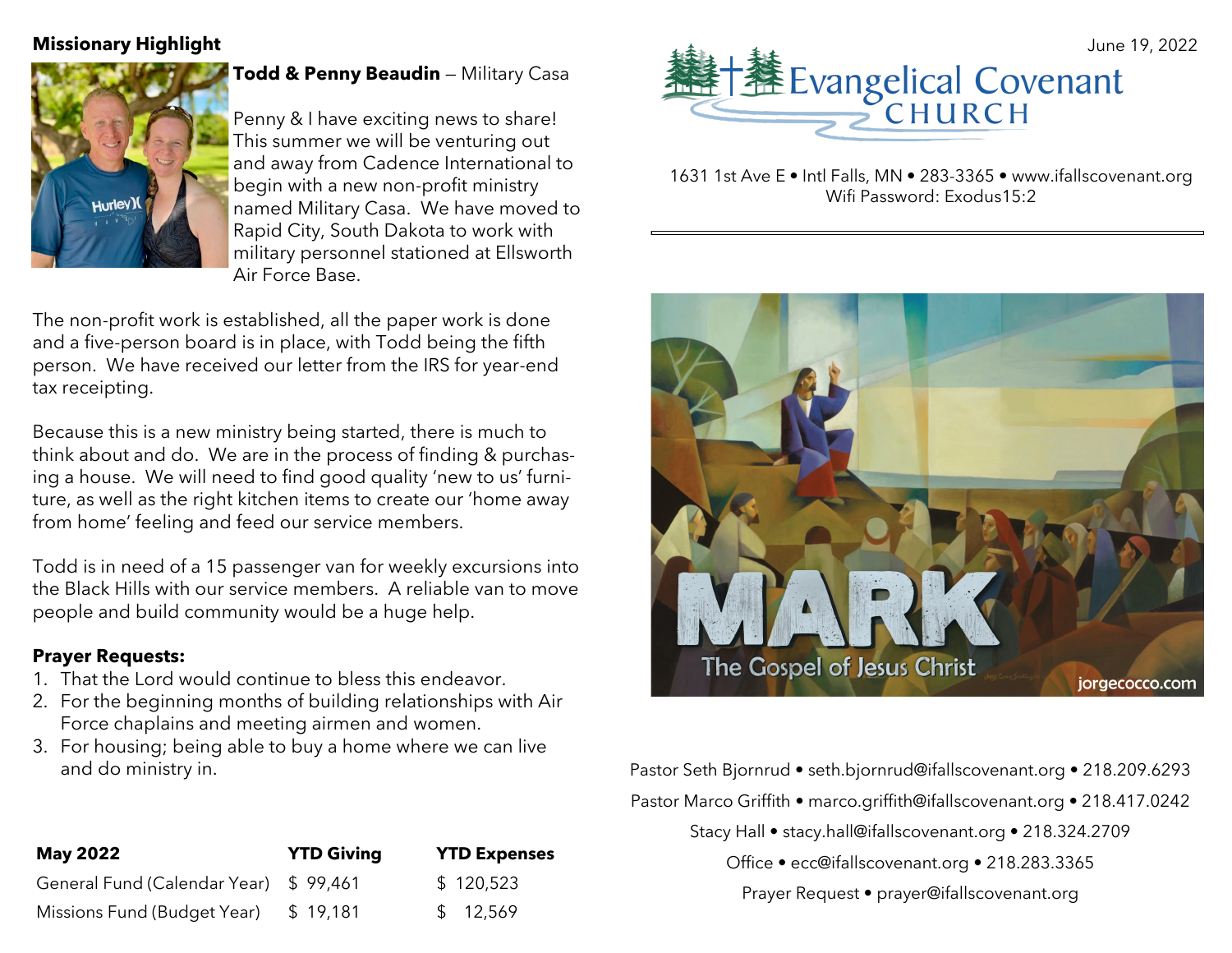## Missionary Highlight

**Todd & Penny Beaudin** – Military Casa

Penny & I have exciting news to share! This summer we will be venturing out and away from Cadence International to begin with a new non-profit ministry named Military Casa. We have moved to Rapid City, South Dakota to work with military personnel stationed at Ellsworth Air Force Base.

The non-profit work is established, all the paper work is done and a five-person board is in place, with Todd being the fifth person. We have received our letter from the IRS for year-end tax receipting.

Because this is a new ministry being started, there is much to think about and do. We are in the process of finding & purchasing a house. We will need to find good quality 'new to us' furniture, as well as the right kitchen items to create our 'home away from home' feeling and feed our service members.

Todd is in need of a 15 passenger van for weekly excursions into the Black Hills with our service members. A reliable van to move people and build community would be a huge help.

**Prayer Requests:**

1. That the Lord would continue to bless this endeavor.
2. For the beginning months of building relationships with Air Force chaplains and meeting airmen and women.
3. For housing; being able to buy a home where we can live and do ministry in.

| May 2022 | YTD Giving | YTD Expenses |
|---|---|---|
| General Fund (Calendar Year) | $ 99,461 | $ 120,523 |
| Missions Fund (Budget Year) | $ 19,181 | $ 12,569 |

June 19, 2022

# Evangelical Covenant CHURCH

1631 1st Ave E • Intl Falls, MN • 283-3365 • www.ifallscovenant.org
Wifi Password: Exodus15:2

MARK
The Gospel of Jesus Christ
jorgecocco.com

Pastor Seth Bjornrud • seth.bjornrud@ifallscovenant.org • 218.209.6293

Pastor Marco Griffith • marco.griffith@ifallscovenant.org • 218.417.0242

Stacy Hall • stacy.hall@ifallscovenant.org • 218.324.2709

Office • ecc@ifallscovenant.org • 218.283.3365

Prayer Request • prayer@ifallscovenant.org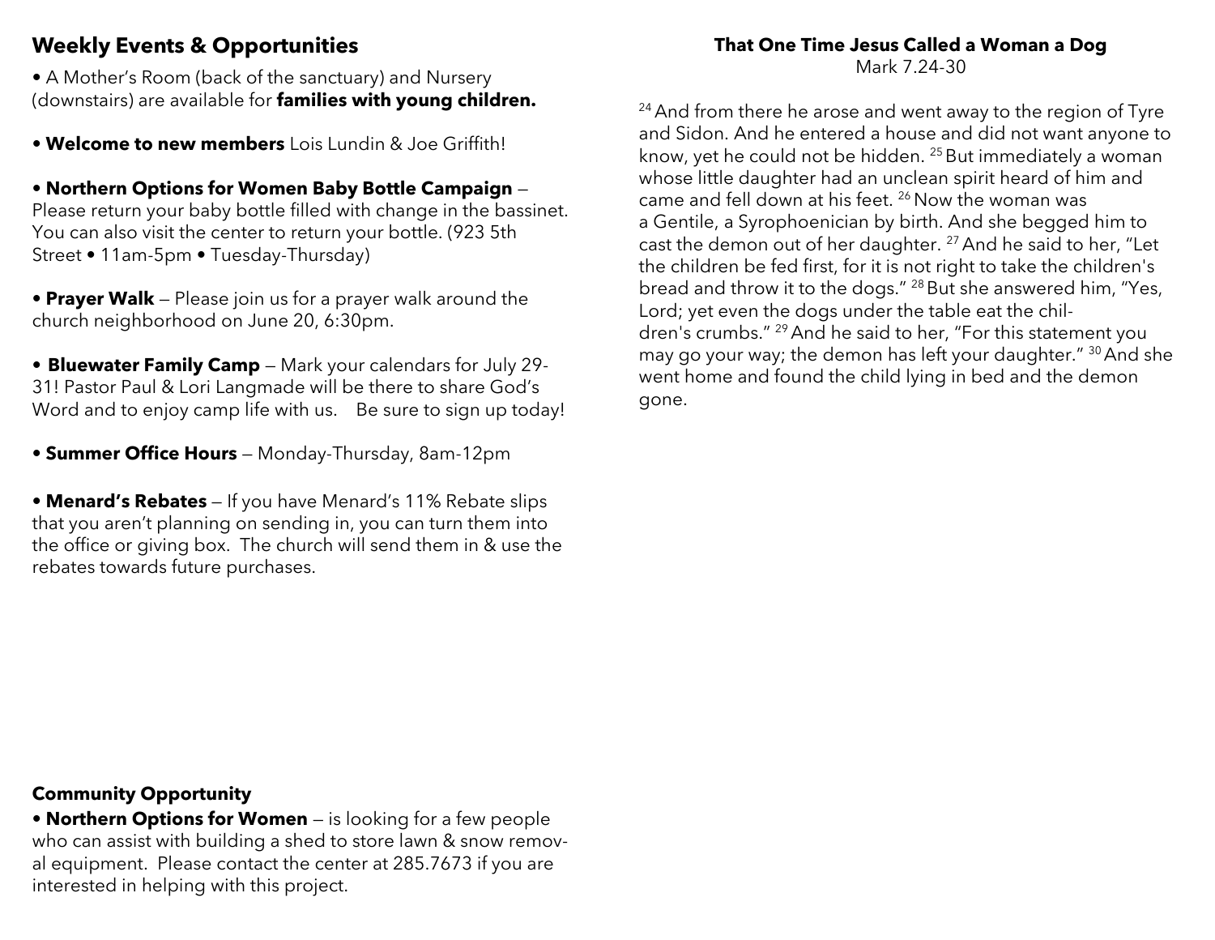## Weekly Events & Opportunities

• A Mother's Room (back of the sanctuary) and Nursery (downstairs) are available for **families with young children.**

• **Welcome to new members** Lois Lundin & Joe Griffith!

• **Northern Options for Women Baby Bottle Campaign** — Please return your baby bottle filled with change in the bassinet. You can also visit the center to return your bottle. (923 5th Street • 11am-5pm • Tuesday-Thursday)

• **Prayer Walk** — Please join us for a prayer walk around the church neighborhood on June 20, 6:30pm.

• **Bluewater Family Camp** — Mark your calendars for July 29-31! Pastor Paul & Lori Langmade will be there to share God's Word and to enjoy camp life with us. Be sure to sign up today!

• **Summer Office Hours** — Monday-Thursday, 8am-12pm

• **Menard's Rebates** — If you have Menard's 11% Rebate slips that you aren't planning on sending in, you can turn them into the office or giving box. The church will send them in & use the rebates towards future purchases.

## Community Opportunity

• **Northern Options for Women** — is looking for a few people who can assist with building a shed to store lawn & snow removal equipment. Please contact the center at 285.7673 if you are interested in helping with this project.

## That One Time Jesus Called a Woman a Dog

Mark 7.24-30

[24] And from there he arose and went away to the region of Tyre and Sidon. And he entered a house and did not want anyone to know, yet he could not be hidden. [25] But immediately a woman whose little daughter had an unclean spirit heard of him and came and fell down at his feet. [26] Now the woman was a Gentile, a Syrophoenician by birth. And she begged him to cast the demon out of her daughter. [27] And he said to her, "Let the children be fed first, for it is not right to take the children's bread and throw it to the dogs." [28] But she answered him, "Yes, Lord; yet even the dogs under the table eat the children's crumbs." [29] And he said to her, "For this statement you may go your way; the demon has left your daughter." [30] And she went home and found the child lying in bed and the demon gone.